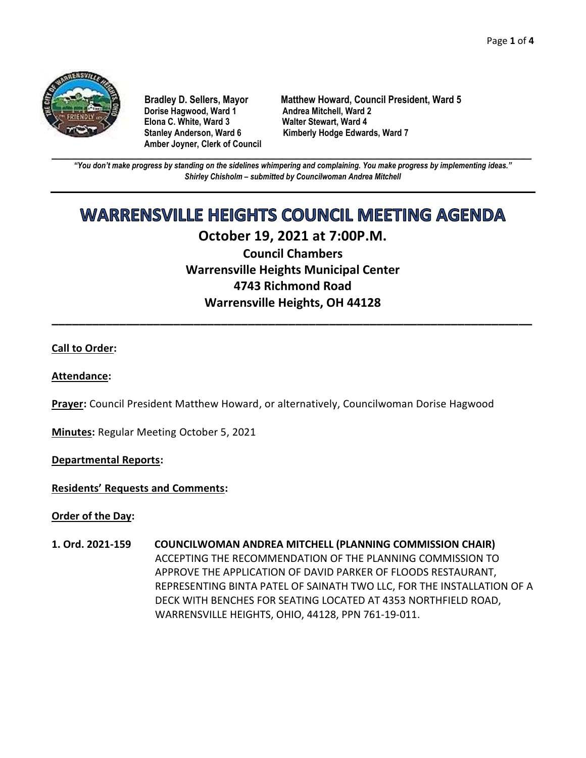**Bradley D. Sellers, Mayor**
**Dorise Hagwood, Ward 1**
**Elona C. White, Ward 3**
**Stanley Anderson, Ward 6**
**Amber Joyner, Clerk of Council**

**Matthew Howard, Council President, Ward 5**
**Andrea Mitchell, Ward 2**
**Walter Stewart, Ward 4**
**Kimberly Hodge Edwards, Ward 7**

---

***"You don't make progress by standing on the sidelines whimpering and complaining. You make progress by implementing ideas."***
***Shirley Chisholm – submitted by Councilwoman Andrea Mitchell***

---

# WARRENSVILLE HEIGHTS COUNCIL MEETING AGENDA

## October 19, 2021 at 7:00P.M.

### Council Chambers
### Warrensville Heights Municipal Center
### 4743 Richmond Road
### Warrensville Heights, OH 44128

---

**Call to Order:**

**Attendance:**

**Prayer:** Council President Matthew Howard, or alternatively, Councilwoman Dorise Hagwood

**Minutes:** Regular Meeting October 5, 2021

**Departmental Reports:**

**Residents' Requests and Comments:**

**Order of the Day:**

**1. Ord. 2021-159** **COUNCILWOMAN ANDREA MITCHELL (PLANNING COMMISSION CHAIR)**
ACCEPTING THE RECOMMENDATION OF THE PLANNING COMMISSION TO APPROVE THE APPLICATION OF DAVID PARKER OF FLOODS RESTAURANT, REPRESENTING BINTA PATEL OF SAINATH TWO LLC, FOR THE INSTALLATION OF A DECK WITH BENCHES FOR SEATING LOCATED AT 4353 NORTHFIELD ROAD, WARRENSVILLE HEIGHTS, OHIO, 44128, PPN 761-19-011.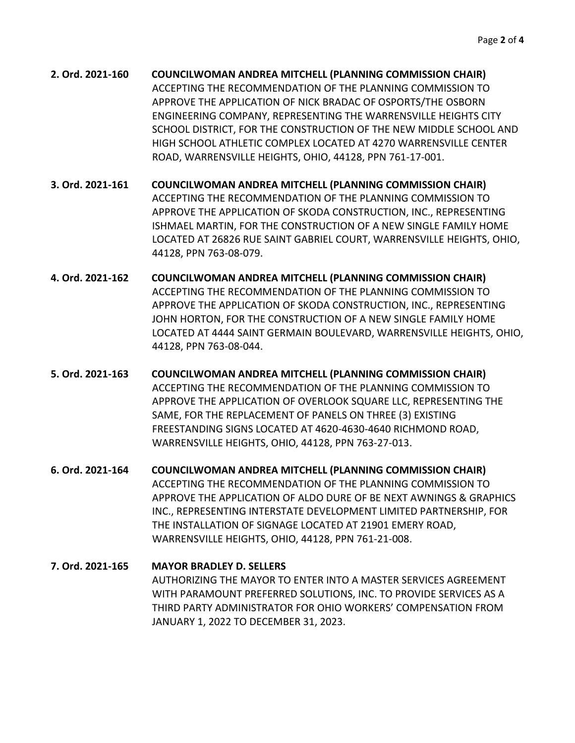**2. Ord. 2021-160 COUNCILWOMAN ANDREA MITCHELL (PLANNING COMMISSION CHAIR)**
ACCEPTING THE RECOMMENDATION OF THE PLANNING COMMISSION TO APPROVE THE APPLICATION OF NICK BRADAC OF OSPORTS/THE OSBORN ENGINEERING COMPANY, REPRESENTING THE WARRENSVILLE HEIGHTS CITY SCHOOL DISTRICT, FOR THE CONSTRUCTION OF THE NEW MIDDLE SCHOOL AND HIGH SCHOOL ATHLETIC COMPLEX LOCATED AT 4270 WARRENSVILLE CENTER ROAD, WARRENSVILLE HEIGHTS, OHIO, 44128, PPN 761-17-001.

**3. Ord. 2021-161 COUNCILWOMAN ANDREA MITCHELL (PLANNING COMMISSION CHAIR)**
ACCEPTING THE RECOMMENDATION OF THE PLANNING COMMISSION TO APPROVE THE APPLICATION OF SKODA CONSTRUCTION, INC., REPRESENTING ISHMAEL MARTIN, FOR THE CONSTRUCTION OF A NEW SINGLE FAMILY HOME LOCATED AT 26826 RUE SAINT GABRIEL COURT, WARRENSVILLE HEIGHTS, OHIO, 44128, PPN 763-08-079.

**4. Ord. 2021-162 COUNCILWOMAN ANDREA MITCHELL (PLANNING COMMISSION CHAIR)**
ACCEPTING THE RECOMMENDATION OF THE PLANNING COMMISSION TO APPROVE THE APPLICATION OF SKODA CONSTRUCTION, INC., REPRESENTING JOHN HORTON, FOR THE CONSTRUCTION OF A NEW SINGLE FAMILY HOME LOCATED AT 4444 SAINT GERMAIN BOULEVARD, WARRENSVILLE HEIGHTS, OHIO, 44128, PPN 763-08-044.

**5. Ord. 2021-163 COUNCILWOMAN ANDREA MITCHELL (PLANNING COMMISSION CHAIR)**
ACCEPTING THE RECOMMENDATION OF THE PLANNING COMMISSION TO APPROVE THE APPLICATION OF OVERLOOK SQUARE LLC, REPRESENTING THE SAME, FOR THE REPLACEMENT OF PANELS ON THREE (3) EXISTING FREESTANDING SIGNS LOCATED AT 4620-4630-4640 RICHMOND ROAD, WARRENSVILLE HEIGHTS, OHIO, 44128, PPN 763-27-013.

**6. Ord. 2021-164 COUNCILWOMAN ANDREA MITCHELL (PLANNING COMMISSION CHAIR)**
ACCEPTING THE RECOMMENDATION OF THE PLANNING COMMISSION TO APPROVE THE APPLICATION OF ALDO DURE OF BE NEXT AWNINGS & GRAPHICS INC., REPRESENTING INTERSTATE DEVELOPMENT LIMITED PARTNERSHIP, FOR THE INSTALLATION OF SIGNAGE LOCATED AT 21901 EMERY ROAD, WARRENSVILLE HEIGHTS, OHIO, 44128, PPN 761-21-008.

**7. Ord. 2021-165 MAYOR BRADLEY D. SELLERS**
AUTHORIZING THE MAYOR TO ENTER INTO A MASTER SERVICES AGREEMENT WITH PARAMOUNT PREFERRED SOLUTIONS, INC. TO PROVIDE SERVICES AS A THIRD PARTY ADMINISTRATOR FOR OHIO WORKERS' COMPENSATION FROM JANUARY 1, 2022 TO DECEMBER 31, 2023.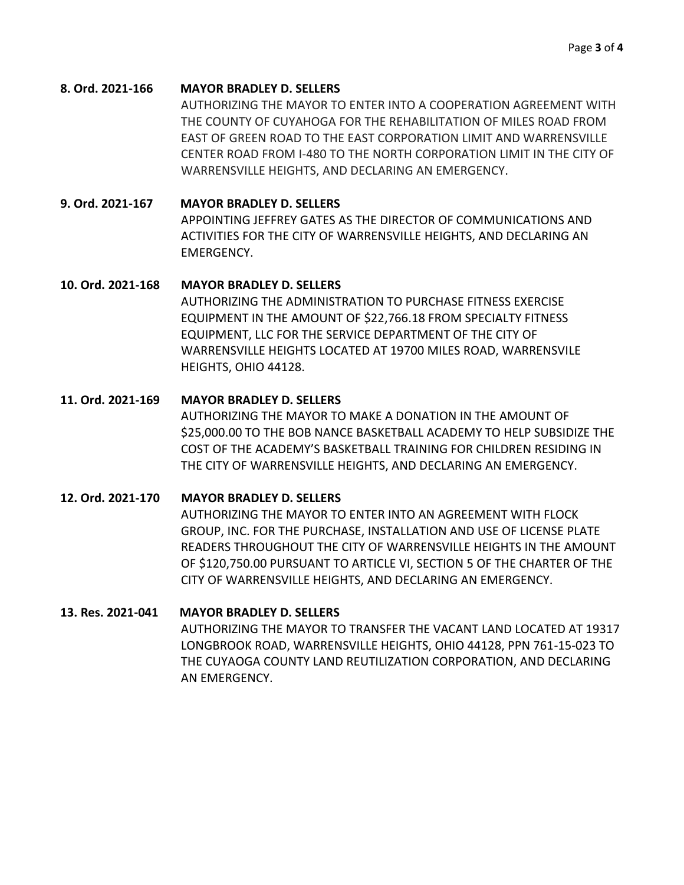**8. Ord. 2021-166 MAYOR BRADLEY D. SELLERS**

AUTHORIZING THE MAYOR TO ENTER INTO A COOPERATION AGREEMENT WITH THE COUNTY OF CUYAHOGA FOR THE REHABILITATION OF MILES ROAD FROM EAST OF GREEN ROAD TO THE EAST CORPORATION LIMIT AND WARRENSVILLE CENTER ROAD FROM I-480 TO THE NORTH CORPORATION LIMIT IN THE CITY OF WARRENSVILLE HEIGHTS, AND DECLARING AN EMERGENCY.

**9. Ord. 2021-167 MAYOR BRADLEY D. SELLERS**

APPOINTING JEFFREY GATES AS THE DIRECTOR OF COMMUNICATIONS AND ACTIVITIES FOR THE CITY OF WARRENSVILLE HEIGHTS, AND DECLARING AN EMERGENCY.

**10. Ord. 2021-168 MAYOR BRADLEY D. SELLERS**

AUTHORIZING THE ADMINISTRATION TO PURCHASE FITNESS EXERCISE EQUIPMENT IN THE AMOUNT OF $22,766.18 FROM SPECIALTY FITNESS EQUIPMENT, LLC FOR THE SERVICE DEPARTMENT OF THE CITY OF WARRENSVILLE HEIGHTS LOCATED AT 19700 MILES ROAD, WARRENSVILE HEIGHTS, OHIO 44128.

**11. Ord. 2021-169 MAYOR BRADLEY D. SELLERS**

AUTHORIZING THE MAYOR TO MAKE A DONATION IN THE AMOUNT OF $25,000.00 TO THE BOB NANCE BASKETBALL ACADEMY TO HELP SUBSIDIZE THE COST OF THE ACADEMY'S BASKETBALL TRAINING FOR CHILDREN RESIDING IN THE CITY OF WARRENSVILLE HEIGHTS, AND DECLARING AN EMERGENCY.

**12. Ord. 2021-170 MAYOR BRADLEY D. SELLERS**

AUTHORIZING THE MAYOR TO ENTER INTO AN AGREEMENT WITH FLOCK GROUP, INC. FOR THE PURCHASE, INSTALLATION AND USE OF LICENSE PLATE READERS THROUGHOUT THE CITY OF WARRENSVILLE HEIGHTS IN THE AMOUNT OF $120,750.00 PURSUANT TO ARTICLE VI, SECTION 5 OF THE CHARTER OF THE CITY OF WARRENSVILLE HEIGHTS, AND DECLARING AN EMERGENCY.

**13. Res. 2021-041 MAYOR BRADLEY D. SELLERS**

AUTHORIZING THE MAYOR TO TRANSFER THE VACANT LAND LOCATED AT 19317 LONGBROOK ROAD, WARRENSVILLE HEIGHTS, OHIO 44128, PPN 761-15-023 TO THE CUYAOGA COUNTY LAND REUTILIZATION CORPORATION, AND DECLARING AN EMERGENCY.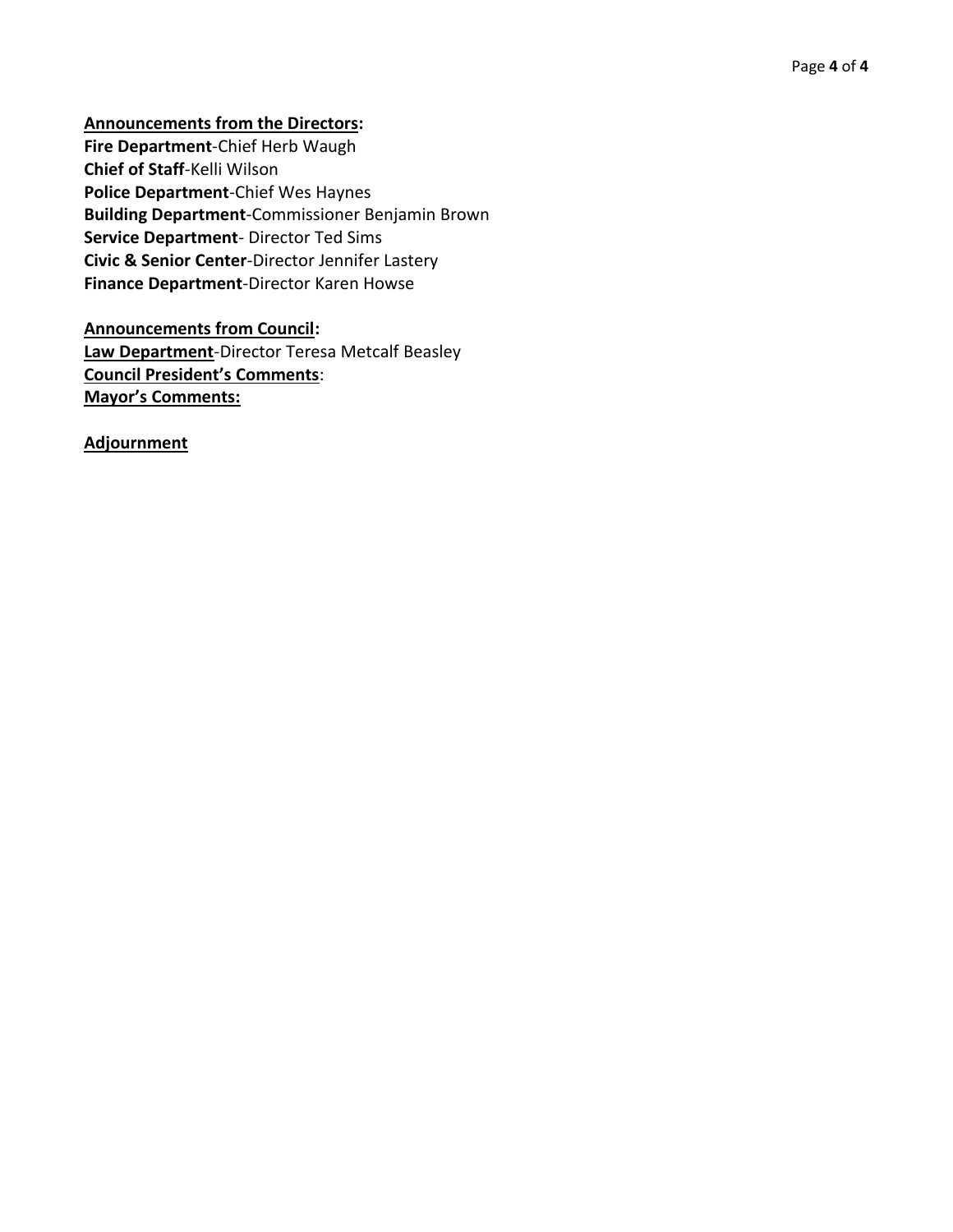**Announcements from the Directors:**
**Fire Department**-Chief Herb Waugh
**Chief of Staff**-Kelli Wilson
**Police Department**-Chief Wes Haynes
**Building Department**-Commissioner Benjamin Brown
**Service Department**- Director Ted Sims
**Civic & Senior Center**-Director Jennifer Lastery
**Finance Department**-Director Karen Howse

**Announcements from Council:**
**Law Department**-Director Teresa Metcalf Beasley
**Council President's Comments**:
**Mayor's Comments:**

**Adjournment**